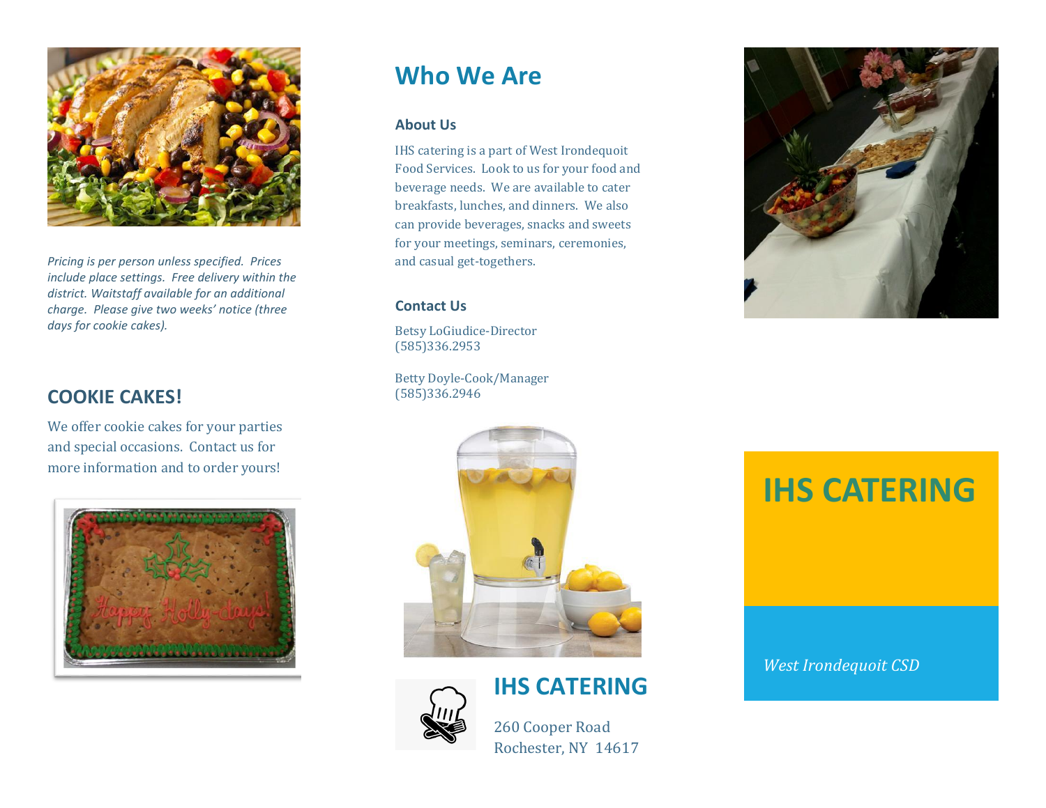*Pricing is per person unless specified. Prices include place settings. Free delivery within the district. Waitstaff available for an additional charge. Please give two weeks' notice (three days for cookie cakes).*

## COOKIE CAKES!

We offer cookie cakes for your parties and special occasions. Contact us for more information and to order yours!

# Who We Are

### About Us

IHS catering is a part of West Irondequoit Food Services. Look to us for your food and beverage needs. We are available to cater breakfasts, lunches, and dinners. We also can provide beverages, snacks and sweets for your meetings, seminars, ceremonies, and casual get-togethers.

### Contact Us

Betsy LoGiudice-Director
(585)336.2953

Betty Doyle-Cook/Manager
(585)336.2946

## IHS CATERING

260 Cooper Road
Rochester, NY 14617

# IHS CATERING

*West Irondequoit CSD*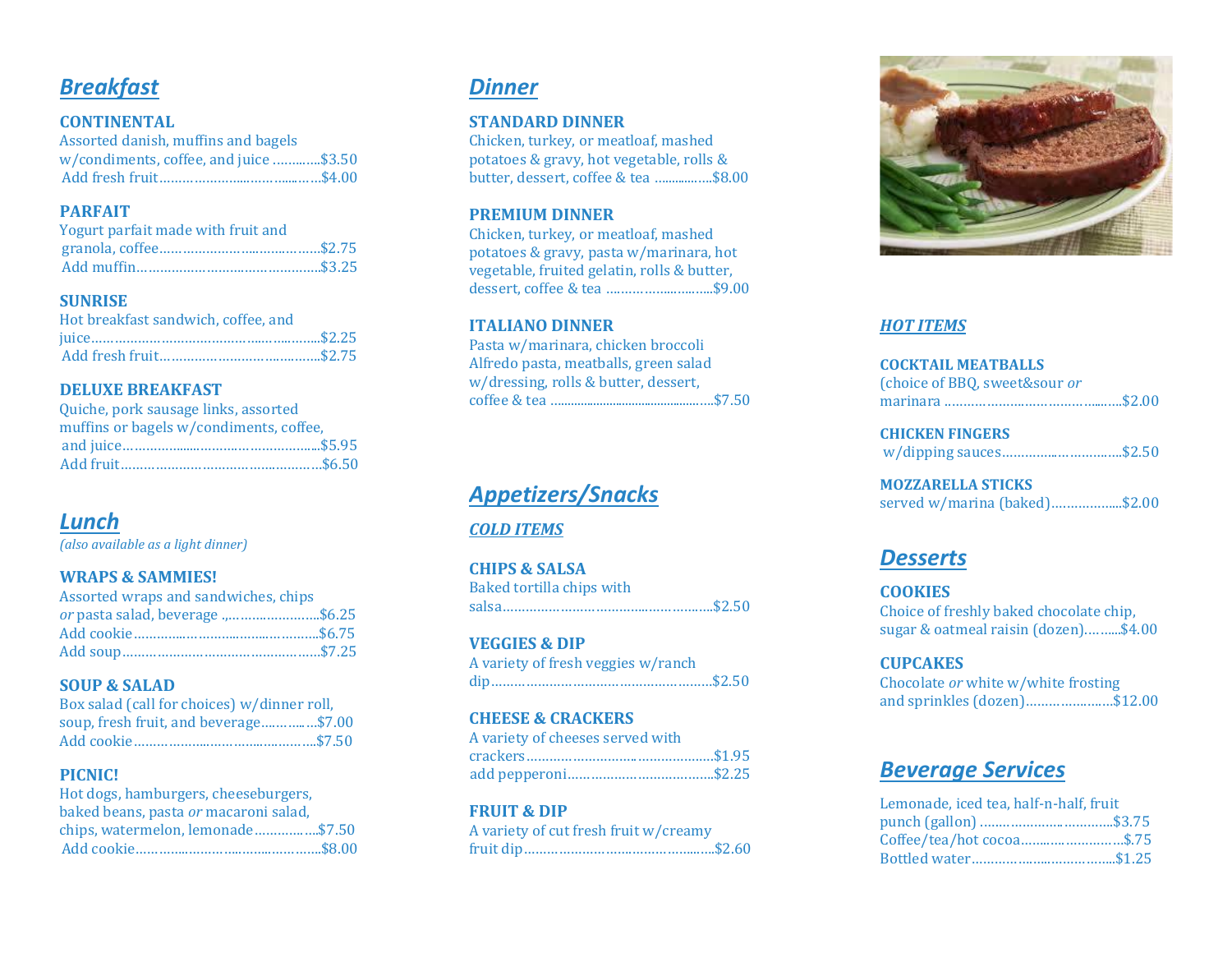## *Breakfast*

### CONTINENTAL
Assorted danish, muffins and bagels w/condiments, coffee, and juice …………$3.50
Add fresh fruit……………………………………$4.00

### PARFAIT
Yogurt parfait made with fruit and granola, coffee…………………………………$2.75
Add muffin…………………………………………$3.25

### SUNRISE
Hot breakfast sandwich, coffee, and juice…………………………………………………$2.25
Add fresh fruit……………………………………$2.75

### DELUXE BREAKFAST
Quiche, pork sausage links, assorted muffins or bagels w/condiments, coffee, and juice………………………………………………$5.95
Add fruit……………………………………………$6.50

## *Lunch*
*(also available as a light dinner)*

### WRAPS & SAMMIES!
Assorted wraps and sandwiches, chips *or* pasta salad, beverage .……………………$6.25
Add cookie…………………………………………$6.75
Add soup……………………………………………$7.25

### SOUP & SALAD
Box salad (call for choices) w/dinner roll, soup, fresh fruit, and beverage……………$7.00
Add cookie…………………………………………$7.50

### PICNIC!
Hot dogs, hamburgers, cheeseburgers, baked beans, pasta *or* macaroni salad, chips, watermelon, lemonade……………$7.50
Add cookie…………………………………………$8.00

## *Dinner*

### STANDARD DINNER
Chicken, turkey, or meatloaf, mashed potatoes & gravy, hot vegetable, rolls & butter, dessert, coffee & tea ……………$8.00

### PREMIUM DINNER
Chicken, turkey, or meatloaf, mashed potatoes & gravy, pasta w/marinara, hot vegetable, fruited gelatin, rolls & butter, dessert, coffee & tea ………………………$9.00

### ITALIANO DINNER
Pasta w/marinara, chicken broccoli Alfredo pasta, meatballs, green salad w/dressing, rolls & butter, dessert, coffee & tea ……………………………………$7.50

## *Appetizers/Snacks*

#### *COLD ITEMS*

### CHIPS & SALSA
Baked tortilla chips with salsa………………………………………………$2.50

### VEGGIES & DIP
A variety of fresh veggies w/ranch dip…………………………………………………$2.50

### CHEESE & CRACKERS
A variety of cheeses served with crackers…………………………………………$1.95
add pepperoni……………………………………$2.25

### FRUIT & DIP
A variety of cut fresh fruit w/creamy fruit dip……………………………………………$2.60

#### *HOT ITEMS*

### COCKTAIL MEATBALLS
(choice of BBQ, sweet&sour *or* marinara ……………………………………$2.00

### CHICKEN FINGERS
w/dipping sauces…………………………$2.50

### MOZZARELLA STICKS
served w/marina (baked)………………$2.00

## *Desserts*

### COOKIES
Choice of freshly baked chocolate chip, sugar & oatmeal raisin (dozen)……….$4.00

### CUPCAKES
Chocolate *or* white w/white frosting and sprinkles (dozen)……………………$12.00

## *Beverage Services*

Lemonade, iced tea, half-n-half, fruit punch (gallon) ……………………………$3.75
Coffee/tea/hot cocoa………………………$.75
Bottled water………………………………$1.25